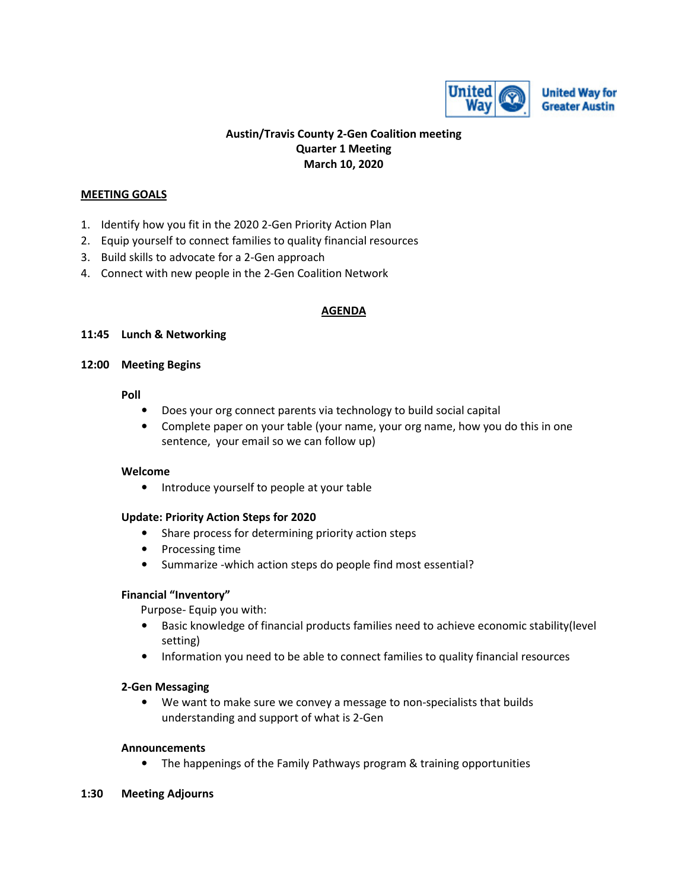United Way for Greater Austin

**Austin/Travis County 2-Gen Coalition meeting**
**Quarter 1 Meeting**
**March 10, 2020**

## MEETING GOALS

1. Identify how you fit in the 2020 2-Gen Priority Action Plan
2. Equip yourself to connect families to quality financial resources
3. Build skills to advocate for a 2-Gen approach
4. Connect with new people in the 2-Gen Coalition Network

## AGENDA

**11:45 Lunch & Networking**

**12:00 Meeting Begins**

**Poll**

- Does your org connect parents via technology to build social capital
- Complete paper on your table (your name, your org name, how you do this in one sentence, your email so we can follow up)

**Welcome**

- Introduce yourself to people at your table

**Update: Priority Action Steps for 2020**

- Share process for determining priority action steps
- Processing time
- Summarize -which action steps do people find most essential?

**Financial "Inventory"**

Purpose- Equip you with:

- Basic knowledge of financial products families need to achieve economic stability(level setting)
- Information you need to be able to connect families to quality financial resources

**2-Gen Messaging**

- We want to make sure we convey a message to non-specialists that builds understanding and support of what is 2-Gen

**Announcements**

- The happenings of the Family Pathways program & training opportunities

**1:30 Meeting Adjourns**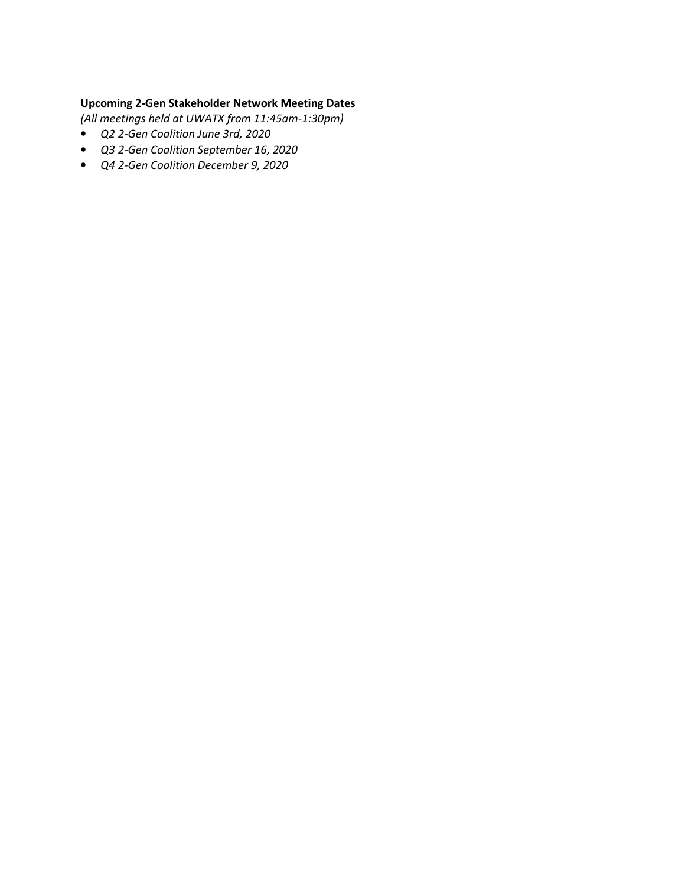**Upcoming 2-Gen Stakeholder Network Meeting Dates**

*(All meetings held at UWATX from 11:45am-1:30pm)*

- *Q2 2-Gen Coalition June 3rd, 2020*
- *Q3 2-Gen Coalition September 16, 2020*
- *Q4 2-Gen Coalition December 9, 2020*